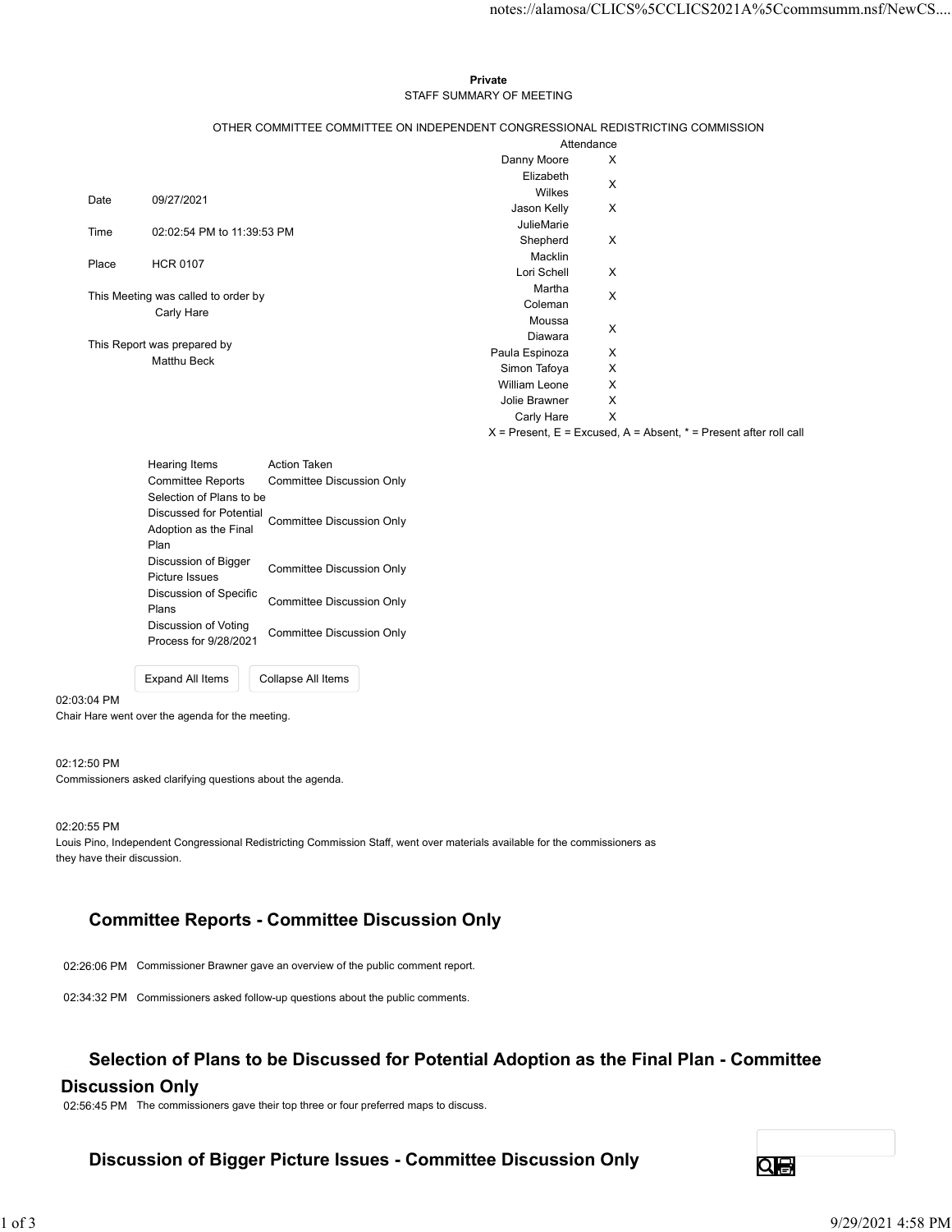**Private**

STAFF SUMMARY OF MEETING

OTHER COMMITTEE COMMITTEE ON INDEPENDENT CONGRESSIONAL REDISTRICTING COMMISSION

| | |
|---|---|
| Date | 09/27/2021 |
| Time | 02:02:54 PM to 11:39:53 PM |
| Place | HCR 0107 |

This Meeting was called to order by
Carly Hare

This Report was prepared by
Matthu Beck

| Attendance | |
|---|---|
| Danny Moore | X |
| Elizabeth Wilkes | X |
| Jason Kelly | X |
| JulieMarie Shepherd | X |
| Macklin Lori Schell | X |
| Martha Coleman | X |
| Moussa Diawara | X |
| Paula Espinoza | X |
| Simon Tafoya | X |
| William Leone | X |
| Jolie Brawner | X |
| Carly Hare | X |

X = Present, E = Excused, A = Absent, * = Present after roll call

| Hearing Items | Action Taken |
|---|---|
| Committee Reports | Committee Discussion Only |
| Selection of Plans to be Discussed for Potential Adoption as the Final Plan | Committee Discussion Only |
| Discussion of Bigger Picture Issues | Committee Discussion Only |
| Discussion of Specific Plans | Committee Discussion Only |
| Discussion of Voting Process for 9/28/2021 | Committee Discussion Only |

02:03:04 PM
Chair Hare went over the agenda for the meeting.

02:12:50 PM
Commissioners asked clarifying questions about the agenda.

02:20:55 PM
Louis Pino, Independent Congressional Redistricting Commission Staff, went over materials available for the commissioners as they have their discussion.

## Committee Reports - Committee Discussion Only

02:26:06 PM Commissioner Brawner gave an overview of the public comment report.

02:34:32 PM Commissioners asked follow-up questions about the public comments.

## Selection of Plans to be Discussed for Potential Adoption as the Final Plan - Committee Discussion Only

02:56:45 PM The commissioners gave their top three or four preferred maps to discuss.

## Discussion of Bigger Picture Issues - Committee Discussion Only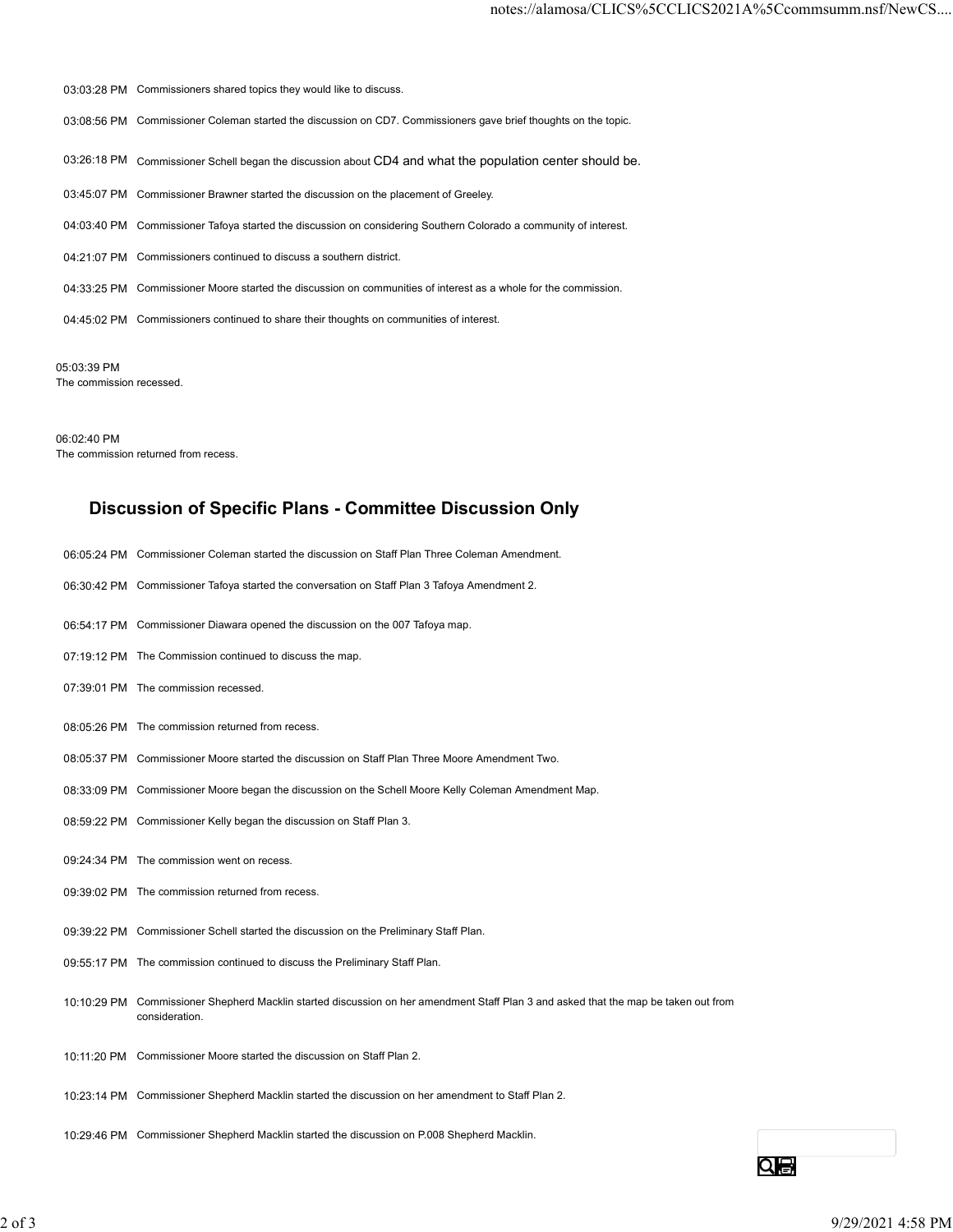| | |
|---|---|
| 03:03:28 PM | Commissioners shared topics they would like to discuss. |
| 03:08:56 PM | Commissioner Coleman started the discussion on CD7. Commissioners gave brief thoughts on the topic. |
| 03:26:18 PM | Commissioner Schell began the discussion about CD4 and what the population center should be. |
| 03:45:07 PM | Commissioner Brawner started the discussion on the placement of Greeley. |
| 04:03:40 PM | Commissioner Tafoya started the discussion on considering Southern Colorado a community of interest. |
| 04:21:07 PM | Commissioners continued to discuss a southern district. |
| 04:33:25 PM | Commissioner Moore started the discussion on communities of interest as a whole for the commission. |
| 04:45:02 PM | Commissioners continued to share their thoughts on communities of interest. |

05:03:39 PM
The commission recessed.

06:02:40 PM
The commission returned from recess.

## Discussion of Specific Plans - Committee Discussion Only

| | |
|---|---|
| 06:05:24 PM | Commissioner Coleman started the discussion on Staff Plan Three Coleman Amendment. |
| 06:30:42 PM | Commissioner Tafoya started the conversation on Staff Plan 3 Tafoya Amendment 2. |
| 06:54:17 PM | Commissioner Diawara opened the discussion on the 007 Tafoya map. |
| 07:19:12 PM | The Commission continued to discuss the map. |
| 07:39:01 PM | The commission recessed. |
| 08:05:26 PM | The commission returned from recess. |
| 08:05:37 PM | Commissioner Moore started the discussion on Staff Plan Three Moore Amendment Two. |
| 08:33:09 PM | Commissioner Moore began the discussion on the Schell Moore Kelly Coleman Amendment Map. |
| 08:59:22 PM | Commissioner Kelly began the discussion on Staff Plan 3. |
| 09:24:34 PM | The commission went on recess. |
| 09:39:02 PM | The commission returned from recess. |
| 09:39:22 PM | Commissioner Schell started the discussion on the Preliminary Staff Plan. |
| 09:55:17 PM | The commission continued to discuss the Preliminary Staff Plan. |
| 10:10:29 PM | Commissioner Shepherd Macklin started discussion on her amendment Staff Plan 3 and asked that the map be taken out from consideration. |
| 10:11:20 PM | Commissioner Moore started the discussion on Staff Plan 2. |
| 10:23:14 PM | Commissioner Shepherd Macklin started the discussion on her amendment to Staff Plan 2. |
| 10:29:46 PM | Commissioner Shepherd Macklin started the discussion on P.008 Shepherd Macklin. |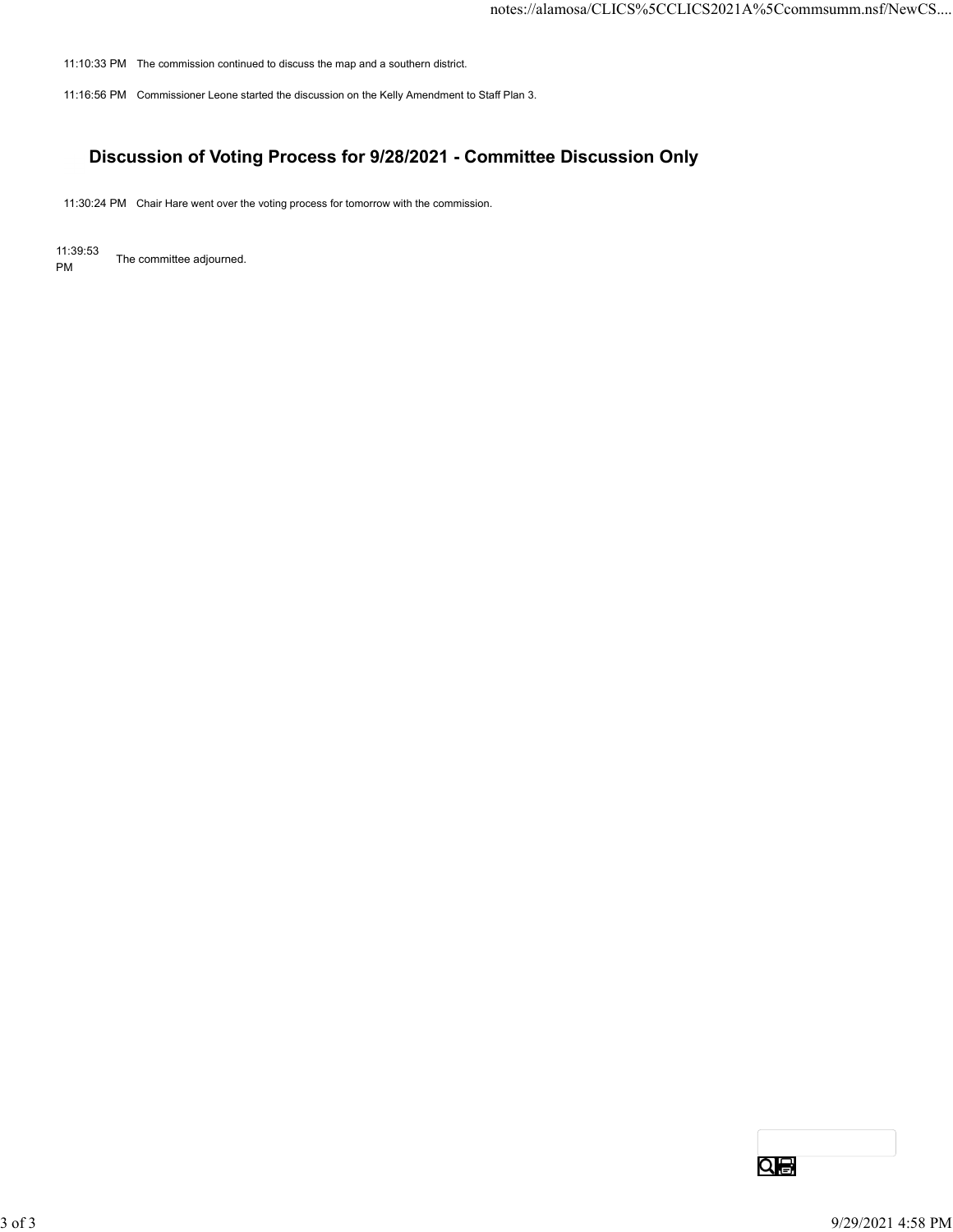11:10:33 PM The commission continued to discuss the map and a southern district.

11:16:56 PM Commissioner Leone started the discussion on the Kelly Amendment to Staff Plan 3.

## Discussion of Voting Process for 9/28/2021 - Committee Discussion Only

11:30:24 PM Chair Hare went over the voting process for tomorrow with the commission.

11:39:53 PM The committee adjourned.